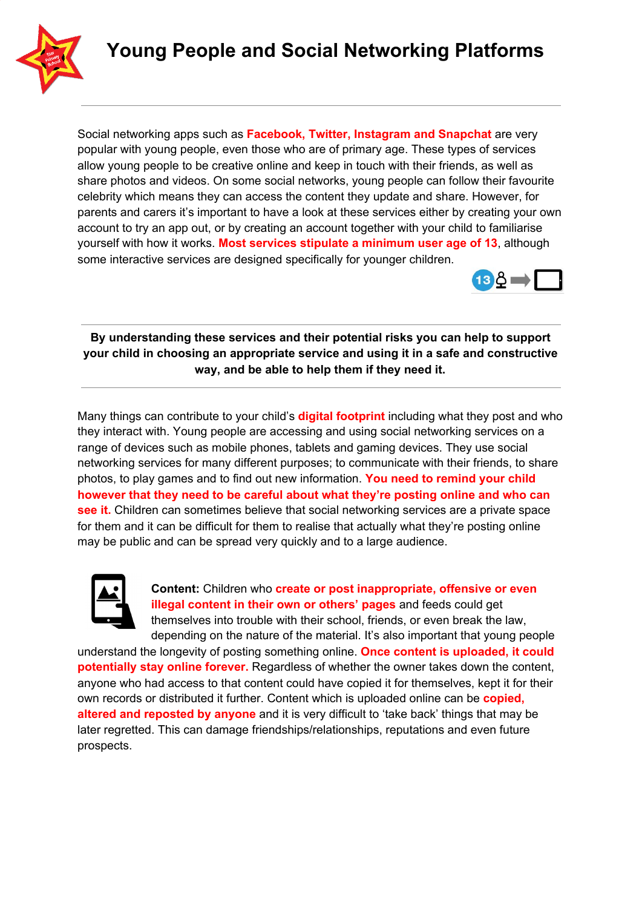# Young People and Social Networking Platforms

Social networking apps such as **Facebook, Twitter, Instagram and Snapchat** are very popular with young people, even those who are of primary age. These types of services allow young people to be creative online and keep in touch with their friends, as well as share photos and videos. On some social networks, young people can follow their favourite celebrity which means they can access the content they update and share. However, for parents and carers it's important to have a look at these services either by creating your own account to try an app out, or by creating an account together with your child to familiarise yourself with how it works. **Most services stipulate a minimum user age of 13**, although some interactive services are designed specifically for younger children.

**By understanding these services and their potential risks you can help to support your child in choosing an appropriate service and using it in a safe and constructive way, and be able to help them if they need it.**

Many things can contribute to your child's **digital footprint** including what they post and who they interact with. Young people are accessing and using social networking services on a range of devices such as mobile phones, tablets and gaming devices. They use social networking services for many different purposes; to communicate with their friends, to share photos, to play games and to find out new information. **You need to remind your child however that they need to be careful about what they're posting online and who can see it.** Children can sometimes believe that social networking services are a private space for them and it can be difficult for them to realise that actually what they're posting online may be public and can be spread very quickly and to a large audience.

**Content:** Children who **create or post inappropriate, offensive or even illegal content in their own or others' pages** and feeds could get themselves into trouble with their school, friends, or even break the law, depending on the nature of the material. It's also important that young people understand the longevity of posting something online. **Once content is uploaded, it could potentially stay online forever.** Regardless of whether the owner takes down the content, anyone who had access to that content could have copied it for themselves, kept it for their own records or distributed it further. Content which is uploaded online can be **copied, altered and reposted by anyone** and it is very difficult to 'take back' things that may be later regretted. This can damage friendships/relationships, reputations and even future prospects.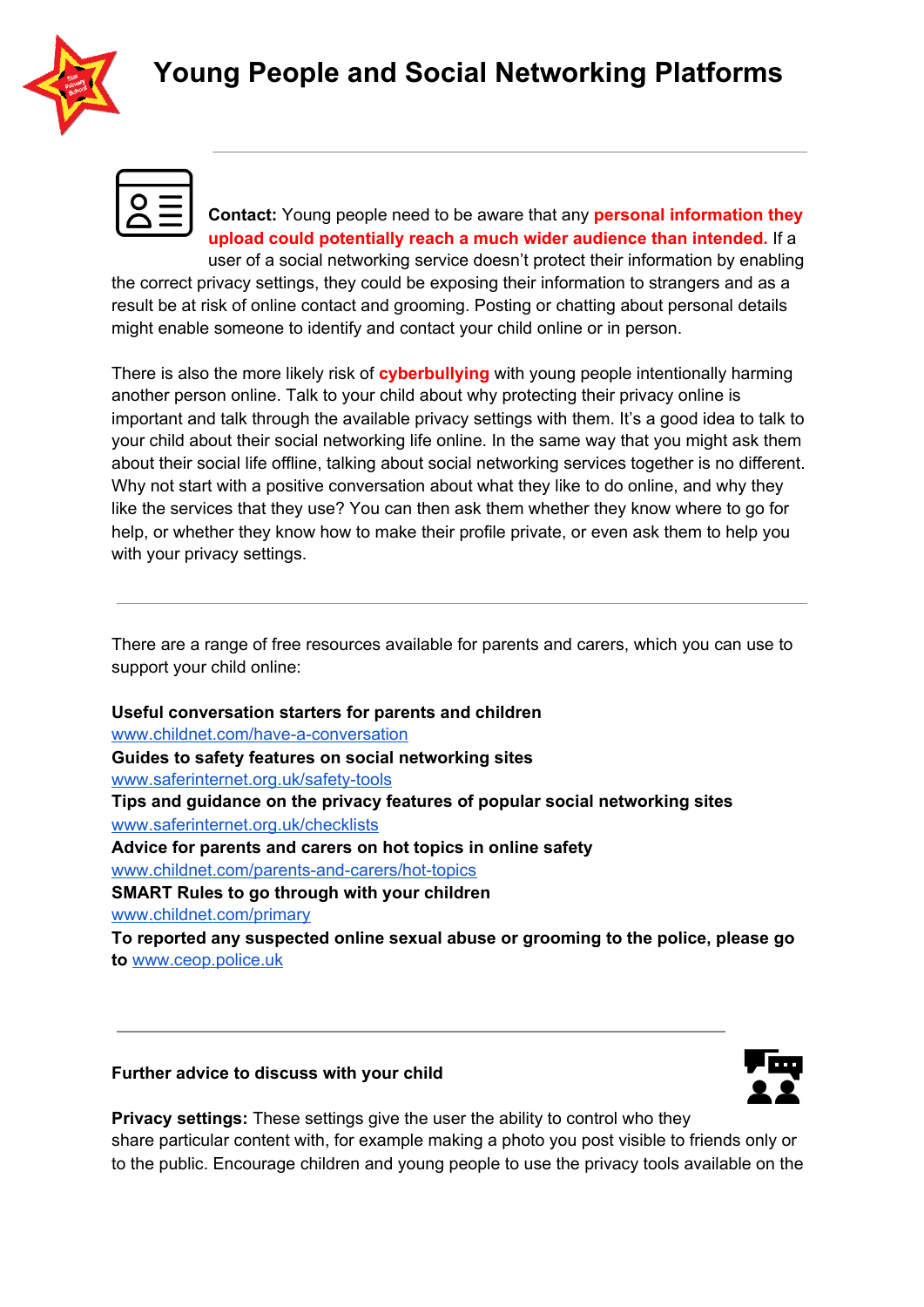# Young People and Social Networking Platforms

---

**Contact:** Young people need to be aware that any **personal information they upload could potentially reach a much wider audience than intended.** If a user of a social networking service doesn't protect their information by enabling the correct privacy settings, they could be exposing their information to strangers and as a result be at risk of online contact and grooming. Posting or chatting about personal details might enable someone to identify and contact your child online or in person.

There is also the more likely risk of **cyberbullying** with young people intentionally harming another person online. Talk to your child about why protecting their privacy online is important and talk through the available privacy settings with them. It's a good idea to talk to your child about their social networking life online. In the same way that you might ask them about their social life offline, talking about social networking services together is no different. Why not start with a positive conversation about what they like to do online, and why they like the services that they use? You can then ask them whether they know where to go for help, or whether they know how to make their profile private, or even ask them to help you with your privacy settings.

---

There are a range of free resources available for parents and carers, which you can use to support your child online:

**Useful conversation starters for parents and children**
www.childnet.com/have-a-conversation
**Guides to safety features on social networking sites**
www.saferinternet.org.uk/safety-tools
**Tips and guidance on the privacy features of popular social networking sites**
www.saferinternet.org.uk/checklists
**Advice for parents and carers on hot topics in online safety**
www.childnet.com/parents-and-carers/hot-topics
**SMART Rules to go through with your children**
www.childnet.com/primary
**To reported any suspected online sexual abuse or grooming to the police, please go to** www.ceop.police.uk

---

**Further advice to discuss with your child**

**Privacy settings:** These settings give the user the ability to control who they share particular content with, for example making a photo you post visible to friends only or to the public. Encourage children and young people to use the privacy tools available on the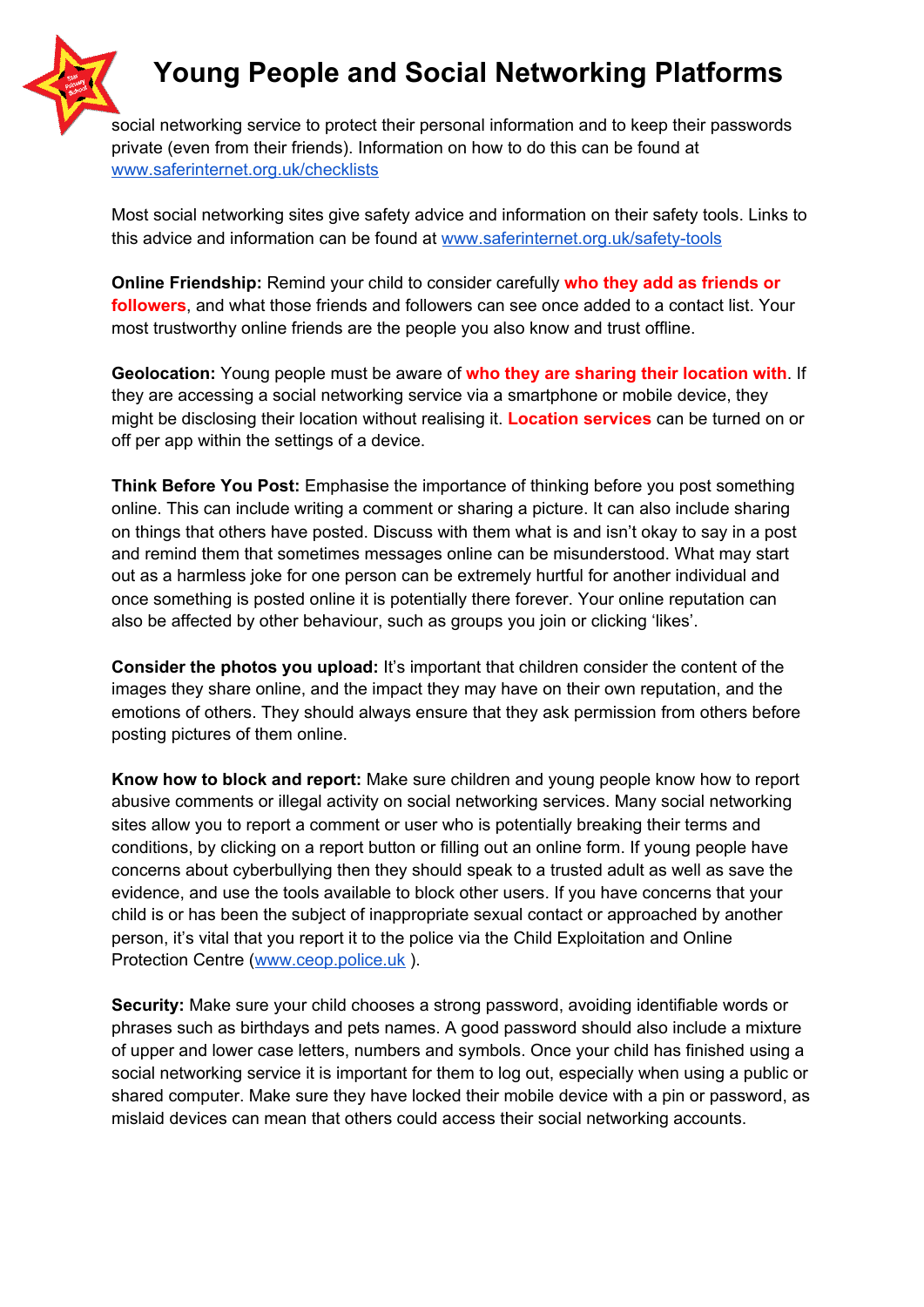social networking service to protect their personal information and to keep their passwords private (even from their friends). Information on how to do this can be found at www.saferinternet.org.uk/checklists

Most social networking sites give safety advice and information on their safety tools. Links to this advice and information can be found at www.saferinternet.org.uk/safety-tools

**Online Friendship:** Remind your child to consider carefully **who they add as friends or followers**, and what those friends and followers can see once added to a contact list. Your most trustworthy online friends are the people you also know and trust offline.

**Geolocation:** Young people must be aware of **who they are sharing their location with**. If they are accessing a social networking service via a smartphone or mobile device, they might be disclosing their location without realising it. **Location services** can be turned on or off per app within the settings of a device.

**Think Before You Post:** Emphasise the importance of thinking before you post something online. This can include writing a comment or sharing a picture. It can also include sharing on things that others have posted. Discuss with them what is and isn't okay to say in a post and remind them that sometimes messages online can be misunderstood. What may start out as a harmless joke for one person can be extremely hurtful for another individual and once something is posted online it is potentially there forever. Your online reputation can also be affected by other behaviour, such as groups you join or clicking 'likes'.

**Consider the photos you upload:** It's important that children consider the content of the images they share online, and the impact they may have on their own reputation, and the emotions of others. They should always ensure that they ask permission from others before posting pictures of them online.

**Know how to block and report:** Make sure children and young people know how to report abusive comments or illegal activity on social networking services. Many social networking sites allow you to report a comment or user who is potentially breaking their terms and conditions, by clicking on a report button or filling out an online form. If young people have concerns about cyberbullying then they should speak to a trusted adult as well as save the evidence, and use the tools available to block other users. If you have concerns that your child is or has been the subject of inappropriate sexual contact or approached by another person, it's vital that you report it to the police via the Child Exploitation and Online Protection Centre (www.ceop.police.uk ).

**Security:** Make sure your child chooses a strong password, avoiding identifiable words or phrases such as birthdays and pets names. A good password should also include a mixture of upper and lower case letters, numbers and symbols. Once your child has finished using a social networking service it is important for them to log out, especially when using a public or shared computer. Make sure they have locked their mobile device with a pin or password, as mislaid devices can mean that others could access their social networking accounts.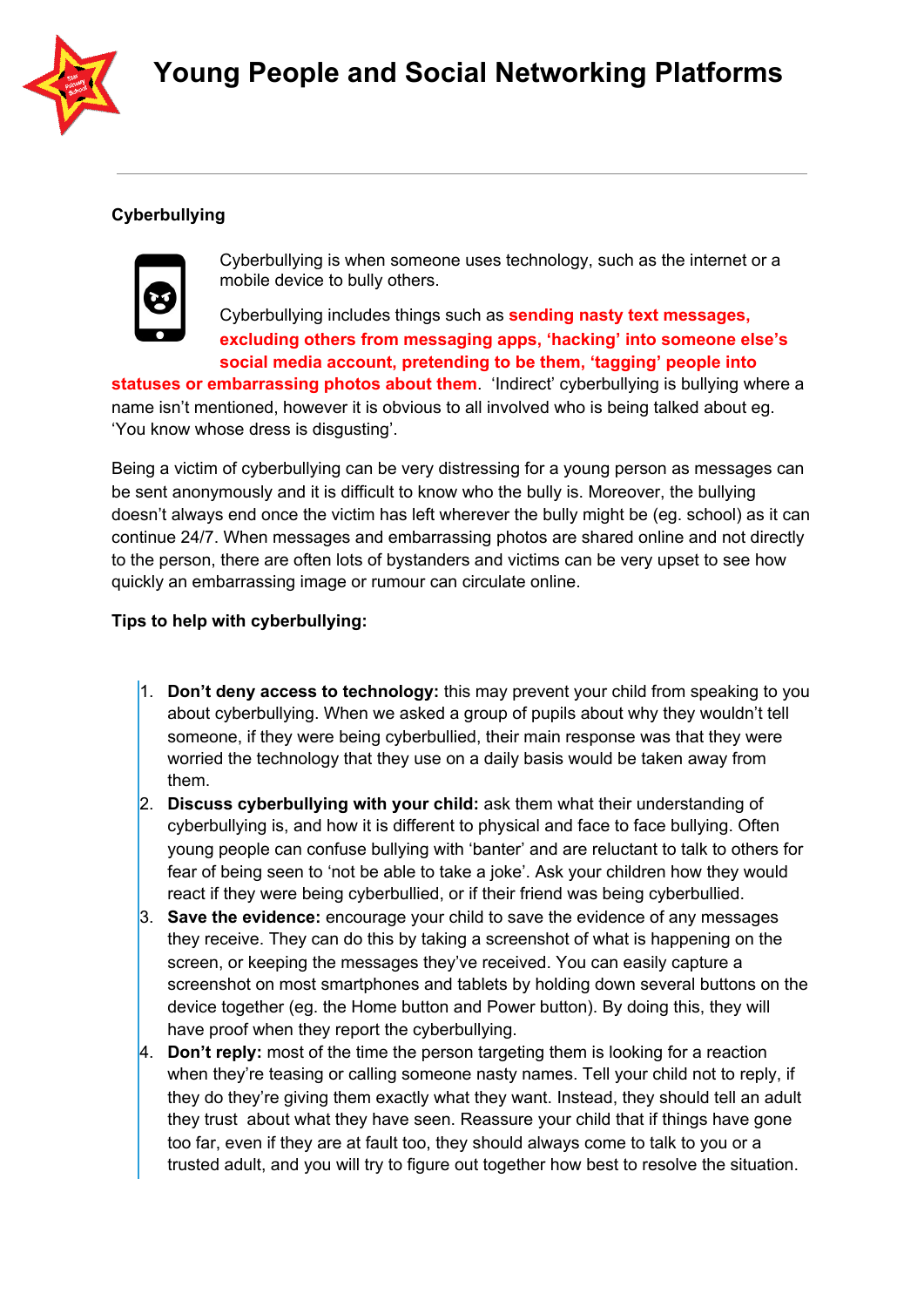# Young People and Social Networking Platforms

**Cyberbullying**

Cyberbullying is when someone uses technology, such as the internet or a mobile device to bully others.

Cyberbullying includes things such as **sending nasty text messages, excluding others from messaging apps, 'hacking' into someone else's social media account, pretending to be them, 'tagging' people into statuses or embarrassing photos about them**. 'Indirect' cyberbullying is bullying where a name isn't mentioned, however it is obvious to all involved who is being talked about eg. 'You know whose dress is disgusting'.

Being a victim of cyberbullying can be very distressing for a young person as messages can be sent anonymously and it is difficult to know who the bully is. Moreover, the bullying doesn't always end once the victim has left wherever the bully might be (eg. school) as it can continue 24/7. When messages and embarrassing photos are shared online and not directly to the person, there are often lots of bystanders and victims can be very upset to see how quickly an embarrassing image or rumour can circulate online.

**Tips to help with cyberbullying:**

1. **Don't deny access to technology:** this may prevent your child from speaking to you about cyberbullying. When we asked a group of pupils about why they wouldn't tell someone, if they were being cyberbullied, their main response was that they were worried the technology that they use on a daily basis would be taken away from them.
2. **Discuss cyberbullying with your child:** ask them what their understanding of cyberbullying is, and how it is different to physical and face to face bullying. Often young people can confuse bullying with 'banter' and are reluctant to talk to others for fear of being seen to 'not be able to take a joke'. Ask your children how they would react if they were being cyberbullied, or if their friend was being cyberbullied.
3. **Save the evidence:** encourage your child to save the evidence of any messages they receive. They can do this by taking a screenshot of what is happening on the screen, or keeping the messages they've received. You can easily capture a screenshot on most smartphones and tablets by holding down several buttons on the device together (eg. the Home button and Power button). By doing this, they will have proof when they report the cyberbullying.
4. **Don't reply:** most of the time the person targeting them is looking for a reaction when they're teasing or calling someone nasty names. Tell your child not to reply, if they do they're giving them exactly what they want. Instead, they should tell an adult they trust about what they have seen. Reassure your child that if things have gone too far, even if they are at fault too, they should always come to talk to you or a trusted adult, and you will try to figure out together how best to resolve the situation.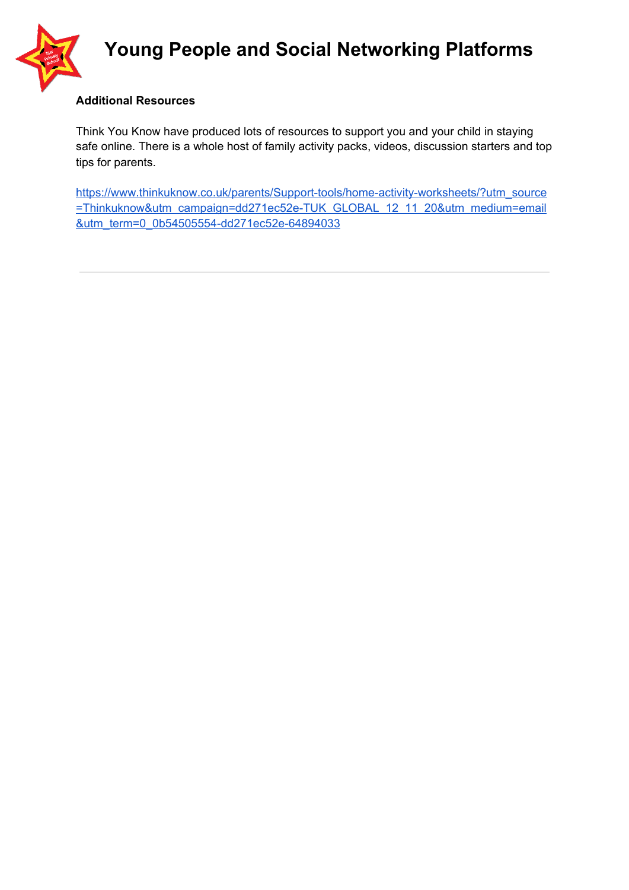# Young People and Social Networking Platforms

**Additional Resources**

Think You Know have produced lots of resources to support you and your child in staying safe online. There is a whole host of family activity packs, videos, discussion starters and top tips for parents.

https://www.thinkuknow.co.uk/parents/Support-tools/home-activity-worksheets/?utm_source=Thinkuknow&utm_campaign=dd271ec52e-TUK_GLOBAL_12_11_20&utm_medium=email&utm_term=0_0b54505554-dd271ec52e-64894033

---